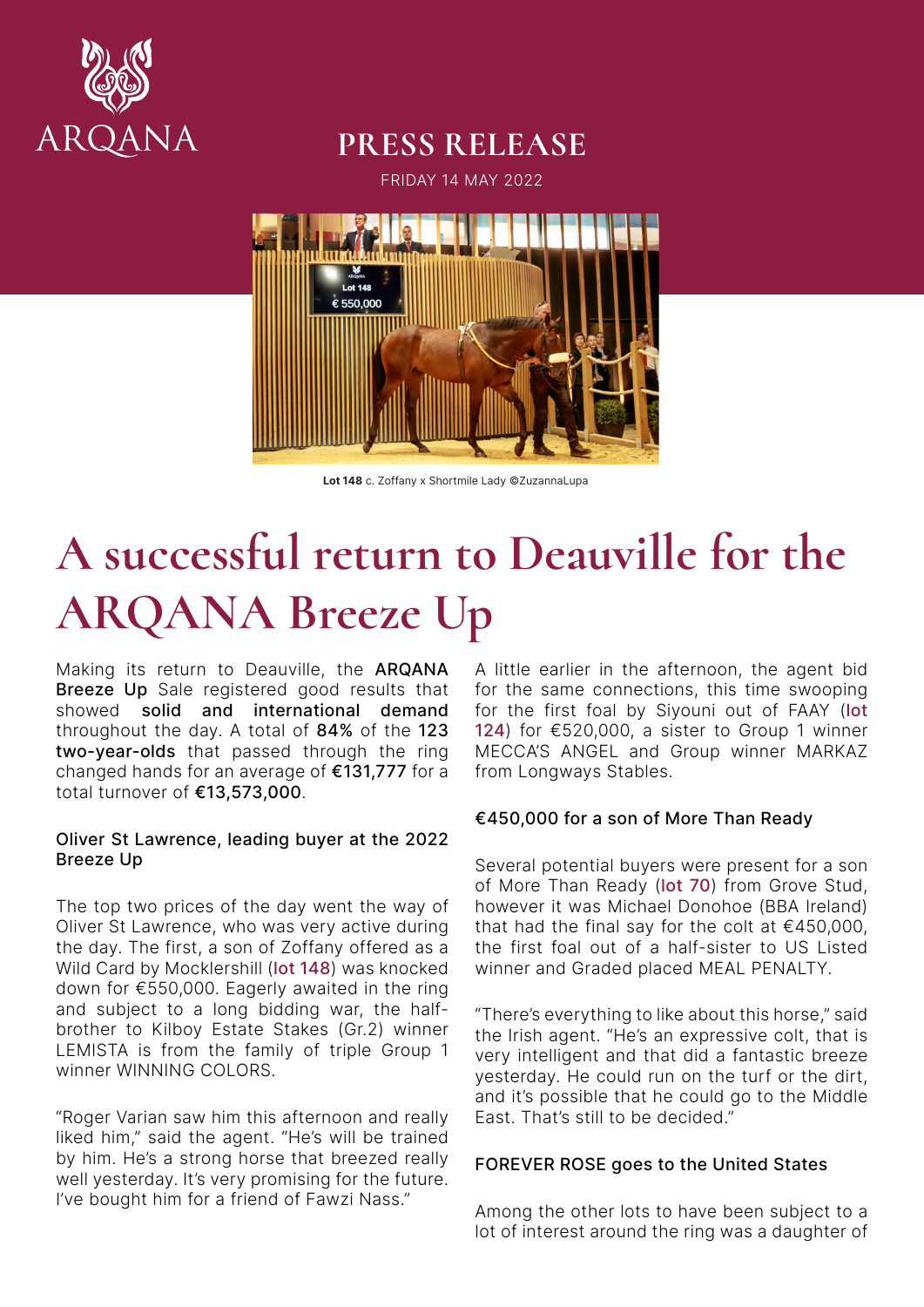ARQANA

# PRESS RELEASE

FRIDAY 14 MAY 2022

**Lot 148** c. Zoffany x Shortmile Lady ©ZuzannaLupa

# A successful return to Deauville for the ARQANA Breeze Up

Making its return to Deauville, the **ARQANA Breeze Up** Sale registered good results that showed **solid and international demand** throughout the day. A total of **84%** of the **123 two-year-olds** that passed through the ring changed hands for an average of **€131,777** for a total turnover of **€13,573,000**.

## Oliver St Lawrence, leading buyer at the 2022 Breeze Up

The top two prices of the day went the way of Oliver St Lawrence, who was very active during the day. The first, a son of Zoffany offered as a Wild Card by Mocklershill (lot 148) was knocked down for €550,000. Eagerly awaited in the ring and subject to a long bidding war, the half-brother to Kilboy Estate Stakes (Gr.2) winner LEMISTA is from the family of triple Group 1 winner WINNING COLORS.

"Roger Varian saw him this afternoon and really liked him," said the agent. "He's will be trained by him. He's a strong horse that breezed really well yesterday. It's very promising for the future. I've bought him for a friend of Fawzi Nass."

A little earlier in the afternoon, the agent bid for the same connections, this time swooping for the first foal by Siyouni out of FAAY (lot 124) for €520,000, a sister to Group 1 winner MECCA'S ANGEL and Group winner MARKAZ from Longways Stables.

## €450,000 for a son of More Than Ready

Several potential buyers were present for a son of More Than Ready (lot 70) from Grove Stud, however it was Michael Donohoe (BBA Ireland) that had the final say for the colt at €450,000, the first foal out of a half-sister to US Listed winner and Graded placed MEAL PENALTY.

"There's everything to like about this horse," said the Irish agent. "He's an expressive colt, that is very intelligent and that did a fantastic breeze yesterday. He could run on the turf or the dirt, and it's possible that he could go to the Middle East. That's still to be decided."

## FOREVER ROSE goes to the United States

Among the other lots to have been subject to a lot of interest around the ring was a daughter of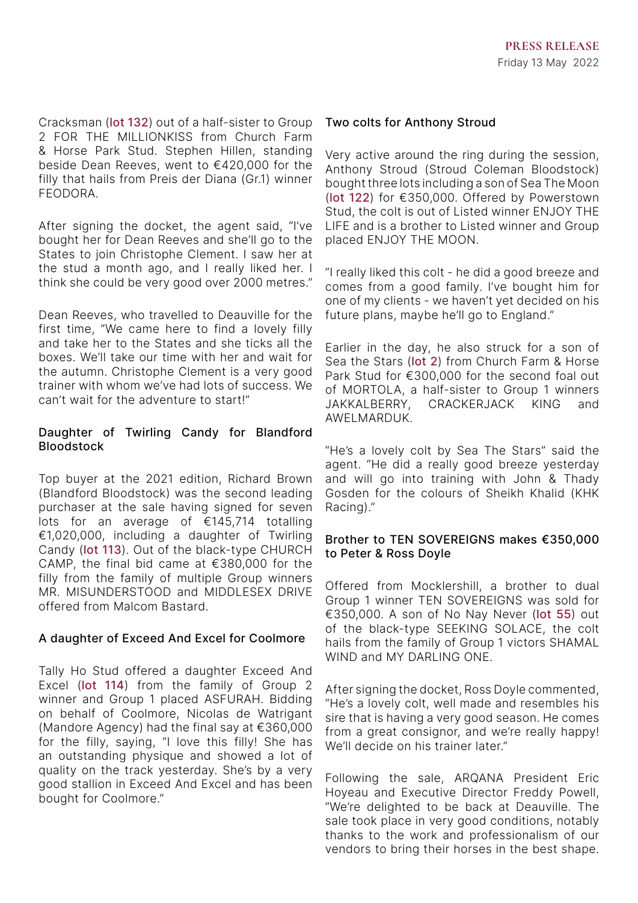Cracksman (lot 132) out of a half-sister to Group 2 FOR THE MILLIONKISS from Church Farm & Horse Park Stud. Stephen Hillen, standing beside Dean Reeves, went to €420,000 for the filly that hails from Preis der Diana (Gr.1) winner FEODORA.

After signing the docket, the agent said, "I've bought her for Dean Reeves and she'll go to the States to join Christophe Clement. I saw her at the stud a month ago, and I really liked her. I think she could be very good over 2000 metres."

Dean Reeves, who travelled to Deauville for the first time, "We came here to find a lovely filly and take her to the States and she ticks all the boxes. We'll take our time with her and wait for the autumn. Christophe Clement is a very good trainer with whom we've had lots of success. We can't wait for the adventure to start!"

### Daughter of Twirling Candy for Blandford Bloodstock

Top buyer at the 2021 edition, Richard Brown (Blandford Bloodstock) was the second leading purchaser at the sale having signed for seven lots for an average of €145,714 totalling €1,020,000, including a daughter of Twirling Candy (lot 113). Out of the black-type CHURCH CAMP, the final bid came at €380,000 for the filly from the family of multiple Group winners MR. MISUNDERSTOOD and MIDDLESEX DRIVE offered from Malcom Bastard.

### A daughter of Exceed And Excel for Coolmore

Tally Ho Stud offered a daughter Exceed And Excel (lot 114) from the family of Group 2 winner and Group 1 placed ASFURAH. Bidding on behalf of Coolmore, Nicolas de Watrigant (Mandore Agency) had the final say at €360,000 for the filly, saying, "I love this filly! She has an outstanding physique and showed a lot of quality on the track yesterday. She's by a very good stallion in Exceed And Excel and has been bought for Coolmore."

### Two colts for Anthony Stroud

Very active around the ring during the session, Anthony Stroud (Stroud Coleman Bloodstock) bought three lots including a son of Sea The Moon (lot 122) for €350,000. Offered by Powerstown Stud, the colt is out of Listed winner ENJOY THE LIFE and is a brother to Listed winner and Group placed ENJOY THE MOON.

"I really liked this colt - he did a good breeze and comes from a good family. I've bought him for one of my clients - we haven't yet decided on his future plans, maybe he'll go to England."

Earlier in the day, he also struck for a son of Sea the Stars (lot 2) from Church Farm & Horse Park Stud for €300,000 for the second foal out of MORTOLA, a half-sister to Group 1 winners JAKKALBERRY, CRACKERJACK KING and AWELMARDUK.

"He's a lovely colt by Sea The Stars" said the agent. "He did a really good breeze yesterday and will go into training with John & Thady Gosden for the colours of Sheikh Khalid (KHK Racing)."

### Brother to TEN SOVEREIGNS makes €350,000 to Peter & Ross Doyle

Offered from Mocklershill, a brother to dual Group 1 winner TEN SOVEREIGNS was sold for €350,000. A son of No Nay Never (lot 55) out of the black-type SEEKING SOLACE, the colt hails from the family of Group 1 victors SHAMAL WIND and MY DARLING ONE.

After signing the docket, Ross Doyle commented, "He's a lovely colt, well made and resembles his sire that is having a very good season. He comes from a great consignor, and we're really happy! We'll decide on his trainer later."

Following the sale, ARQANA President Eric Hoyeau and Executive Director Freddy Powell, "We're delighted to be back at Deauville. The sale took place in very good conditions, notably thanks to the work and professionalism of our vendors to bring their horses in the best shape.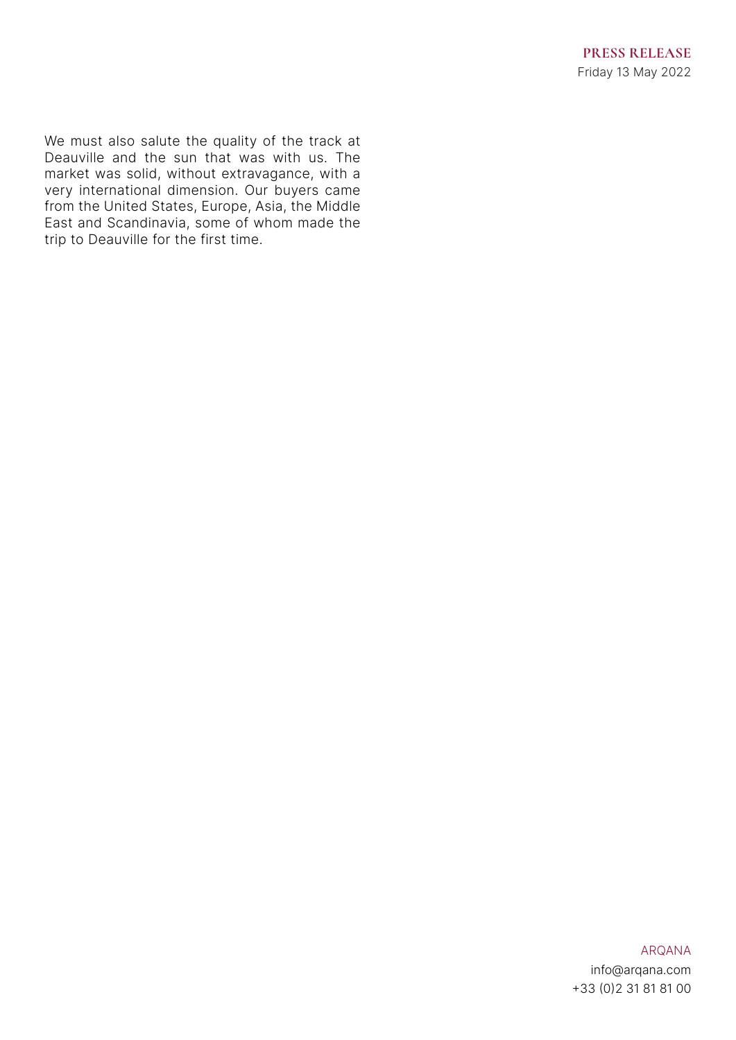We must also salute the quality of the track at Deauville and the sun that was with us. The market was solid, without extravagance, with a very international dimension. Our buyers came from the United States, Europe, Asia, the Middle East and Scandinavia, some of whom made the trip to Deauville for the first time.